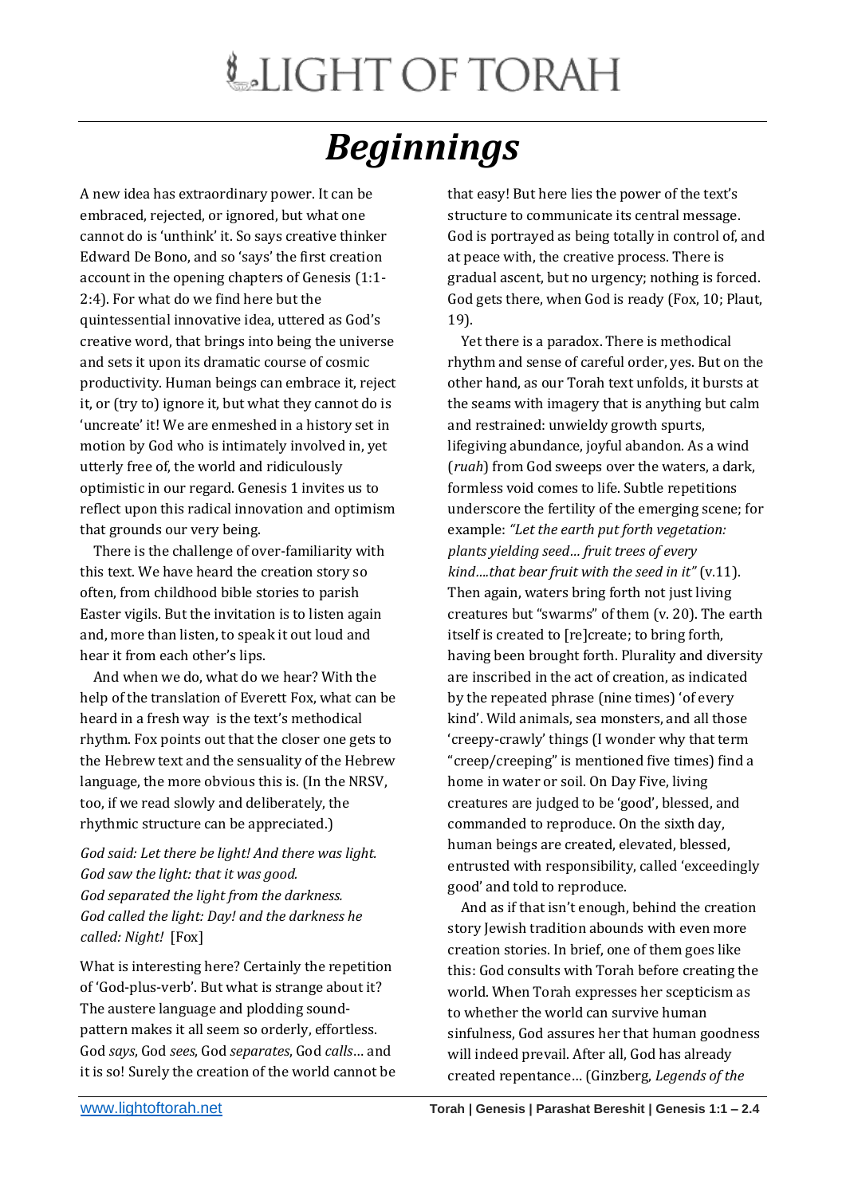# LIGHT OF TORAH

# *Beginnings*

A new idea has extraordinary power. It can be embraced, rejected, or ignored, but what one cannot do is 'unthink' it. So says creative thinker Edward De Bono, and so 'says' the first creation account in the opening chapters of Genesis (1:1-2:4). For what do we find here but the quintessential innovative idea, uttered as God's creative word, that brings into being the universe and sets it upon its dramatic course of cosmic productivity. Human beings can embrace it, reject it, or (try to) ignore it, but what they cannot do is 'uncreate' it! We are enmeshed in a history set in motion by God who is intimately involved in, yet utterly free of, the world and ridiculously optimistic in our regard. Genesis 1 invites us to reflect upon this radical innovation and optimism that grounds our very being.

There is the challenge of over-familiarity with this text. We have heard the creation story so often, from childhood bible stories to parish Easter vigils. But the invitation is to listen again and, more than listen, to speak it out loud and hear it from each other's lips.

And when we do, what do we hear? With the help of the translation of Everett Fox, what can be heard in a fresh way is the text's methodical rhythm. Fox points out that the closer one gets to the Hebrew text and the sensuality of the Hebrew language, the more obvious this is. (In the NRSV, too, if we read slowly and deliberately, the rhythmic structure can be appreciated.)

*God said: Let there be light! And there was light.*
*God saw the light: that it was good.*
*God separated the light from the darkness.*
*God called the light: Day! and the darkness he called: Night!* [Fox]

What is interesting here? Certainly the repetition of 'God-plus-verb'. But what is strange about it? The austere language and plodding sound-pattern makes it all seem so orderly, effortless. God *says*, God *sees*, God *separates*, God *calls*… and it is so! Surely the creation of the world cannot be that easy! But here lies the power of the text's structure to communicate its central message. God is portrayed as being totally in control of, and at peace with, the creative process. There is gradual ascent, but no urgency; nothing is forced. God gets there, when God is ready (Fox, 10; Plaut, 19).

Yet there is a paradox. There is methodical rhythm and sense of careful order, yes. But on the other hand, as our Torah text unfolds, it bursts at the seams with imagery that is anything but calm and restrained: unwieldy growth spurts, lifegiving abundance, joyful abandon. As a wind (*ruah*) from God sweeps over the waters, a dark, formless void comes to life. Subtle repetitions underscore the fertility of the emerging scene; for example: *"Let the earth put forth vegetation: plants yielding seed… fruit trees of every kind….that bear fruit with the seed in it"* (v.11). Then again, waters bring forth not just living creatures but "swarms" of them (v. 20). The earth itself is created to [re]create; to bring forth, having been brought forth. Plurality and diversity are inscribed in the act of creation, as indicated by the repeated phrase (nine times) 'of every kind'. Wild animals, sea monsters, and all those 'creepy-crawly' things (I wonder why that term "creep/creeping" is mentioned five times) find a home in water or soil. On Day Five, living creatures are judged to be 'good', blessed, and commanded to reproduce. On the sixth day, human beings are created, elevated, blessed, entrusted with responsibility, called 'exceedingly good' and told to reproduce.

And as if that isn't enough, behind the creation story Jewish tradition abounds with even more creation stories. In brief, one of them goes like this: God consults with Torah before creating the world. When Torah expresses her scepticism as to whether the world can survive human sinfulness, God assures her that human goodness will indeed prevail. After all, God has already created repentance… (Ginzberg, *Legends of the*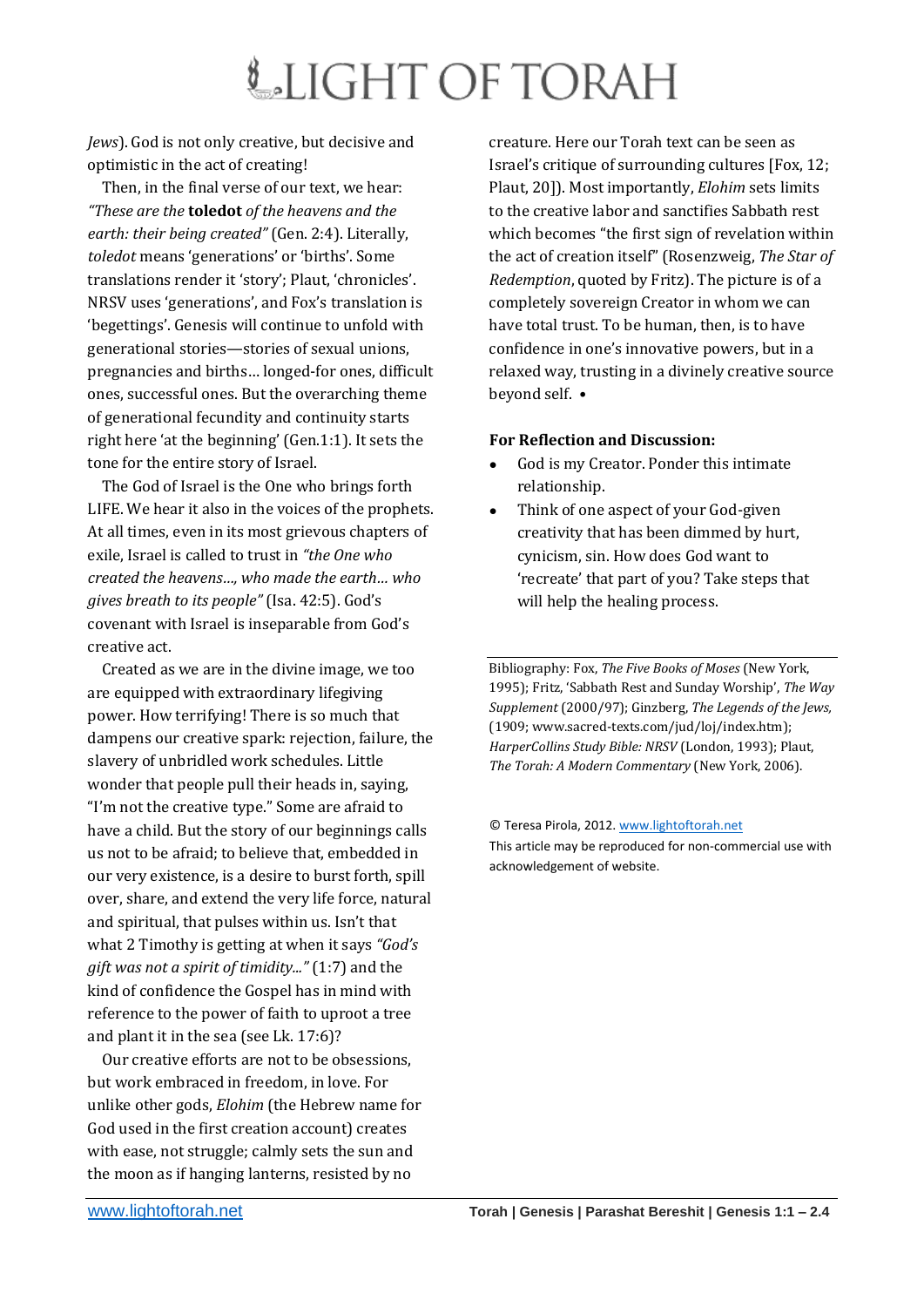*Jews*). God is not only creative, but decisive and optimistic in the act of creating!

Then, in the final verse of our text, we hear: *"These are the* **toledot** *of the heavens and the earth: their being created"* (Gen. 2:4). Literally, *toledot* means 'generations' or 'births'. Some translations render it 'story'; Plaut, 'chronicles'. NRSV uses 'generations', and Fox's translation is 'begettings'. Genesis will continue to unfold with generational stories—stories of sexual unions, pregnancies and births… longed-for ones, difficult ones, successful ones. But the overarching theme of generational fecundity and continuity starts right here 'at the beginning' (Gen.1:1). It sets the tone for the entire story of Israel.

The God of Israel is the One who brings forth LIFE. We hear it also in the voices of the prophets. At all times, even in its most grievous chapters of exile, Israel is called to trust in *"the One who created the heavens…, who made the earth… who gives breath to its people"* (Isa. 42:5). God's covenant with Israel is inseparable from God's creative act.

Created as we are in the divine image, we too are equipped with extraordinary lifegiving power. How terrifying! There is so much that dampens our creative spark: rejection, failure, the slavery of unbridled work schedules. Little wonder that people pull their heads in, saying, "I'm not the creative type." Some are afraid to have a child. But the story of our beginnings calls us not to be afraid; to believe that, embedded in our very existence, is a desire to burst forth, spill over, share, and extend the very life force, natural and spiritual, that pulses within us. Isn't that what 2 Timothy is getting at when it says *"God's gift was not a spirit of timidity..."* (1:7) and the kind of confidence the Gospel has in mind with reference to the power of faith to uproot a tree and plant it in the sea (see Lk. 17:6)?

Our creative efforts are not to be obsessions, but work embraced in freedom, in love. For unlike other gods, *Elohim* (the Hebrew name for God used in the first creation account) creates with ease, not struggle; calmly sets the sun and the moon as if hanging lanterns, resisted by no creature. Here our Torah text can be seen as Israel's critique of surrounding cultures [Fox, 12; Plaut, 20]). Most importantly, *Elohim* sets limits to the creative labor and sanctifies Sabbath rest which becomes "the first sign of revelation within the act of creation itself" (Rosenzweig, *The Star of Redemption*, quoted by Fritz). The picture is of a completely sovereign Creator in whom we can have total trust. To be human, then, is to have confidence in one's innovative powers, but in a relaxed way, trusting in a divinely creative source beyond self. •

**For Reflection and Discussion:**

- God is my Creator. Ponder this intimate relationship.
- Think of one aspect of your God-given creativity that has been dimmed by hurt, cynicism, sin. How does God want to 'recreate' that part of you? Take steps that will help the healing process.

Bibliography: Fox, *The Five Books of Moses* (New York, 1995); Fritz, 'Sabbath Rest and Sunday Worship', *The Way Supplement* (2000/97); Ginzberg, *The Legends of the Jews,* (1909; www.sacred-texts.com/jud/loj/index.htm); *HarperCollins Study Bible: NRSV* (London, 1993); Plaut, *The Torah: A Modern Commentary* (New York, 2006).

© Teresa Pirola, 2012. www.lightoftorah.net
This article may be reproduced for non-commercial use with acknowledgement of website.